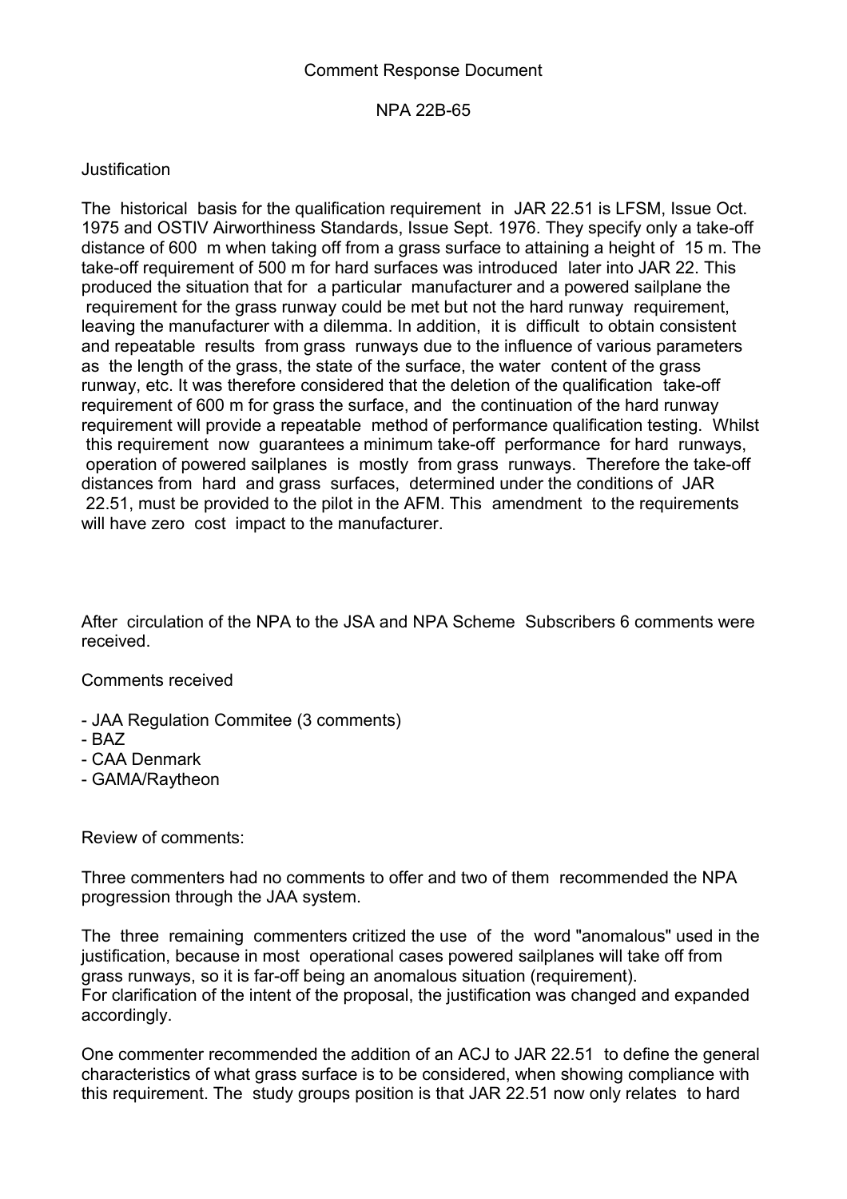Comment Response Document

NPA 22B-65

Justification

The historical basis for the qualification requirement in JAR 22.51 is LFSM, Issue Oct. 1975 and OSTIV Airworthiness Standards, Issue Sept. 1976. They specify only a take-off distance of 600 m when taking off from a grass surface to attaining a height of 15 m. The take-off requirement of 500 m for hard surfaces was introduced later into JAR 22. This produced the situation that for a particular manufacturer and a powered sailplane the requirement for the grass runway could be met but not the hard runway requirement, leaving the manufacturer with a dilemma. In addition, it is difficult to obtain consistent and repeatable results from grass runways due to the influence of various parameters as the length of the grass, the state of the surface, the water content of the grass runway, etc. It was therefore considered that the deletion of the qualification take-off requirement of 600 m for grass the surface, and the continuation of the hard runway requirement will provide a repeatable method of performance qualification testing. Whilst this requirement now guarantees a minimum take-off performance for hard runways, operation of powered sailplanes is mostly from grass runways. Therefore the take-off distances from hard and grass surfaces, determined under the conditions of JAR 22.51, must be provided to the pilot in the AFM. This amendment to the requirements will have zero cost impact to the manufacturer.

After circulation of the NPA to the JSA and NPA Scheme Subscribers 6 comments were received.

Comments received

- JAA Regulation Commitee (3 comments)
- BAZ
- CAA Denmark
- GAMA/Raytheon

Review of comments:

Three commenters had no comments to offer and two of them recommended the NPA progression through the JAA system.

The three remaining commenters critized the use of the word "anomalous" used in the justification, because in most operational cases powered sailplanes will take off from grass runways, so it is far-off being an anomalous situation (requirement).
For clarification of the intent of the proposal, the justification was changed and expanded accordingly.

One commenter recommended the addition of an ACJ to JAR 22.51 to define the general characteristics of what grass surface is to be considered, when showing compliance with this requirement. The study groups position is that JAR 22.51 now only relates to hard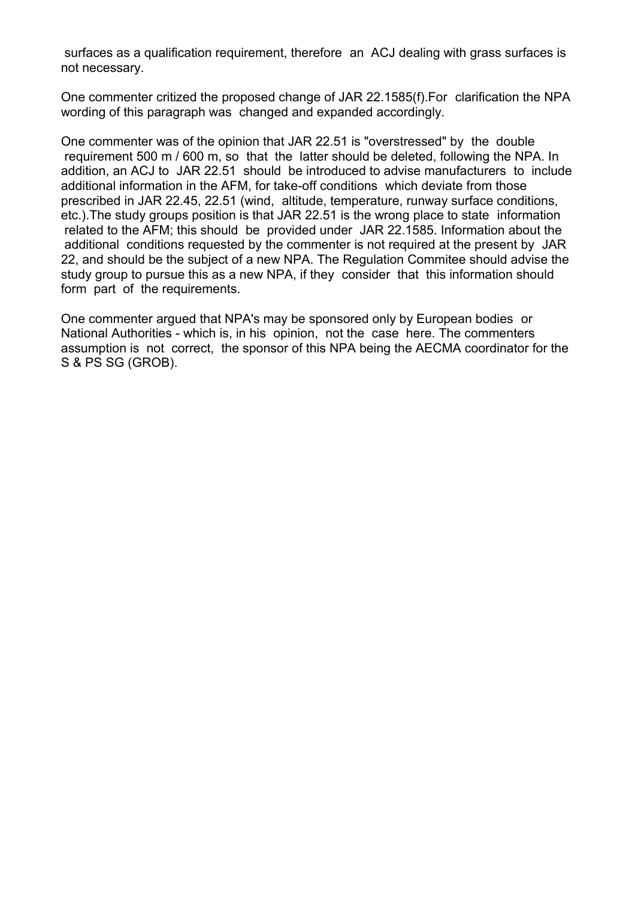surfaces as a qualification requirement, therefore an ACJ dealing with grass surfaces is not necessary.

One commenter critized the proposed change of JAR 22.1585(f).For clarification the NPA wording of this paragraph was changed and expanded accordingly.

One commenter was of the opinion that JAR 22.51 is "overstressed" by the double requirement 500 m / 600 m, so that the latter should be deleted, following the NPA. In addition, an ACJ to JAR 22.51 should be introduced to advise manufacturers to include additional information in the AFM, for take-off conditions which deviate from those prescribed in JAR 22.45, 22.51 (wind, altitude, temperature, runway surface conditions, etc.).The study groups position is that JAR 22.51 is the wrong place to state information related to the AFM; this should be provided under JAR 22.1585. Information about the additional conditions requested by the commenter is not required at the present by JAR 22, and should be the subject of a new NPA. The Regulation Commitee should advise the study group to pursue this as a new NPA, if they consider that this information should form part of the requirements.

One commenter argued that NPA's may be sponsored only by European bodies or National Authorities - which is, in his opinion, not the case here. The commenters assumption is not correct, the sponsor of this NPA being the AECMA coordinator for the S & PS SG (GROB).